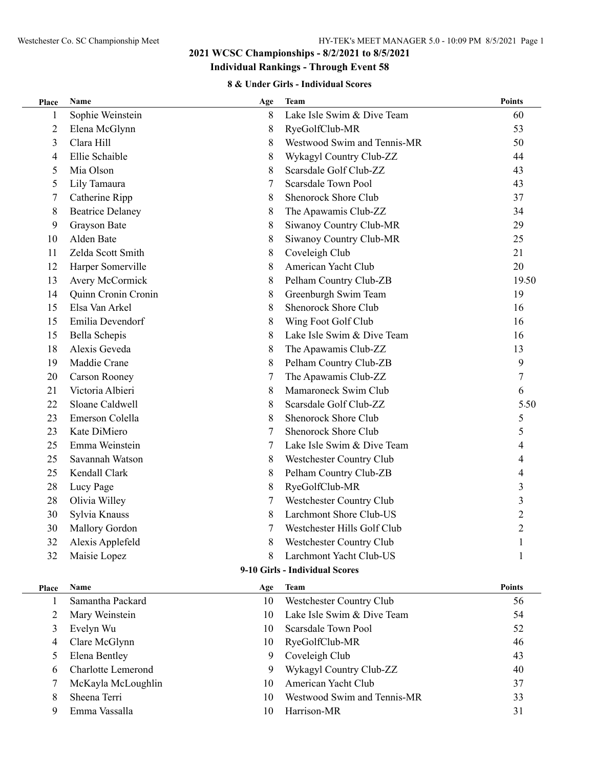## 2021 WCSC Championships - 8/2/2021 to 8/5/2021

## Individual Rankings - Through Event 58

### 8 & Under Girls - Individual Scores

| Place | Name | Age | Team | Points |
|---|---|---|---|---|
| 1 | Sophie Weinstein | 8 | Lake Isle Swim & Dive Team | 60 |
| 2 | Elena McGlynn | 8 | RyeGolfClub-MR | 53 |
| 3 | Clara Hill | 8 | Westwood Swim and Tennis-MR | 50 |
| 4 | Ellie Schaible | 8 | Wykagyl Country Club-ZZ | 44 |
| 5 | Mia Olson | 8 | Scarsdale Golf Club-ZZ | 43 |
| 5 | Lily Tamaura | 7 | Scarsdale Town Pool | 43 |
| 7 | Catherine Ripp | 8 | Shenorock Shore Club | 37 |
| 8 | Beatrice Delaney | 8 | The Apawamis Club-ZZ | 34 |
| 9 | Grayson Bate | 8 | Siwanoy Country Club-MR | 29 |
| 10 | Alden Bate | 8 | Siwanoy Country Club-MR | 25 |
| 11 | Zelda Scott Smith | 8 | Coveleigh Club | 21 |
| 12 | Harper Somerville | 8 | American Yacht Club | 20 |
| 13 | Avery McCormick | 8 | Pelham Country Club-ZB | 19.50 |
| 14 | Quinn Cronin Cronin | 8 | Greenburgh Swim Team | 19 |
| 15 | Elsa Van Arkel | 8 | Shenorock Shore Club | 16 |
| 15 | Emilia Devendorf | 8 | Wing Foot Golf Club | 16 |
| 15 | Bella Schepis | 8 | Lake Isle Swim & Dive Team | 16 |
| 18 | Alexis Geveda | 8 | The Apawamis Club-ZZ | 13 |
| 19 | Maddie Crane | 8 | Pelham Country Club-ZB | 9 |
| 20 | Carson Rooney | 7 | The Apawamis Club-ZZ | 7 |
| 21 | Victoria Albieri | 8 | Mamaroneck Swim Club | 6 |
| 22 | Sloane Caldwell | 8 | Scarsdale Golf Club-ZZ | 5.50 |
| 23 | Emerson Colella | 8 | Shenorock Shore Club | 5 |
| 23 | Kate DiMiero | 7 | Shenorock Shore Club | 5 |
| 25 | Emma Weinstein | 7 | Lake Isle Swim & Dive Team | 4 |
| 25 | Savannah Watson | 8 | Westchester Country Club | 4 |
| 25 | Kendall Clark | 8 | Pelham Country Club-ZB | 4 |
| 28 | Lucy Page | 8 | RyeGolfClub-MR | 3 |
| 28 | Olivia Willey | 7 | Westchester Country Club | 3 |
| 30 | Sylvia Knauss | 8 | Larchmont Shore Club-US | 2 |
| 30 | Mallory Gordon | 7 | Westchester Hills Golf Club | 2 |
| 32 | Alexis Applefeld | 8 | Westchester Country Club | 1 |
| 32 | Maisie Lopez | 8 | Larchmont Yacht Club-US | 1 |

### 9-10 Girls - Individual Scores

| Place | Name | Age | Team | Points |
|---|---|---|---|---|
| 1 | Samantha Packard | 10 | Westchester Country Club | 56 |
| 2 | Mary Weinstein | 10 | Lake Isle Swim & Dive Team | 54 |
| 3 | Evelyn Wu | 10 | Scarsdale Town Pool | 52 |
| 4 | Clare McGlynn | 10 | RyeGolfClub-MR | 46 |
| 5 | Elena Bentley | 9 | Coveleigh Club | 43 |
| 6 | Charlotte Lemerond | 9 | Wykagyl Country Club-ZZ | 40 |
| 7 | McKayla McLoughlin | 10 | American Yacht Club | 37 |
| 8 | Sheena Terri | 10 | Westwood Swim and Tennis-MR | 33 |
| 9 | Emma Vassalla | 10 | Harrison-MR | 31 |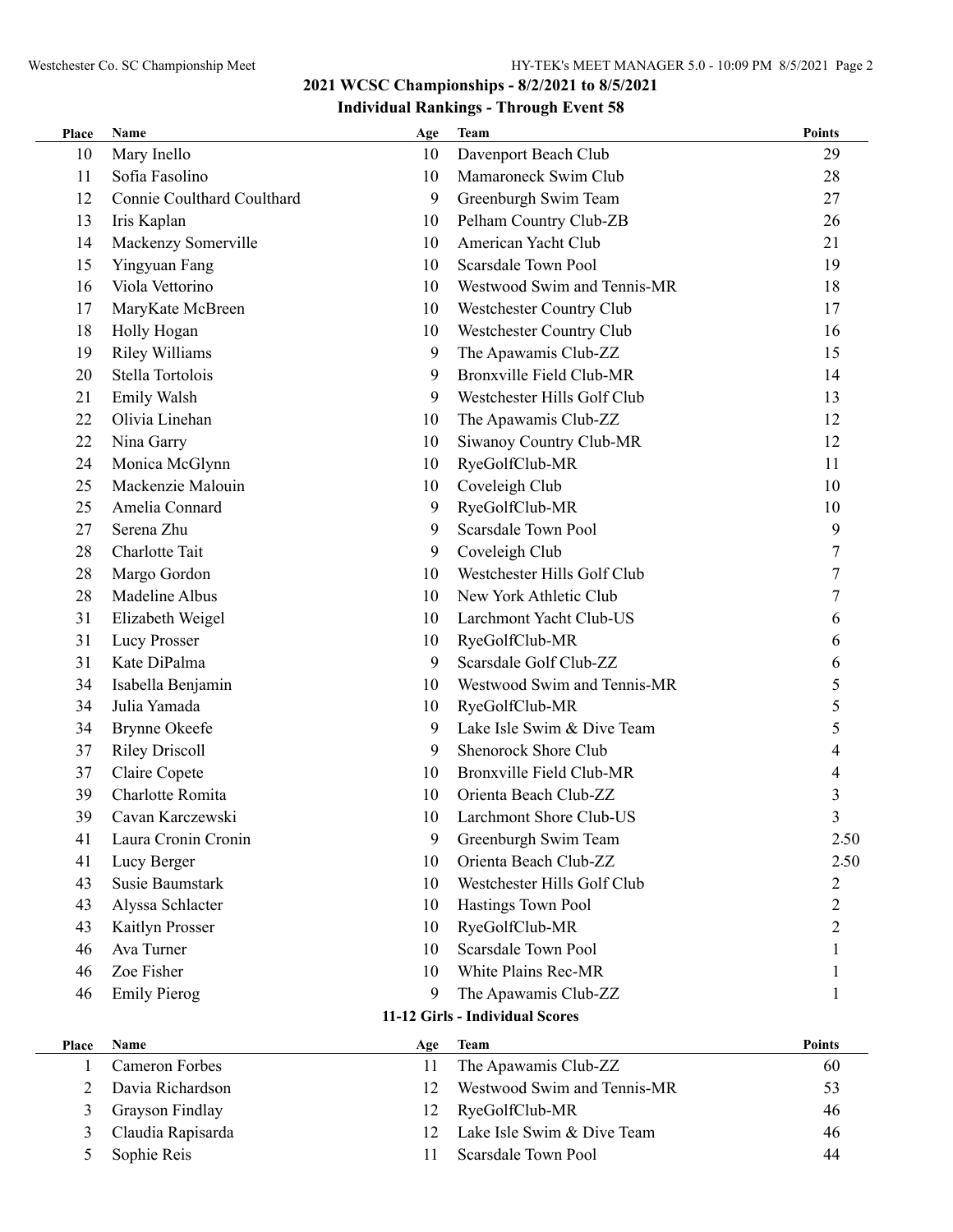## 2021 WCSC Championships - 8/2/2021 to 8/5/2021

### Individual Rankings - Through Event 58

| Place | Name | Age | Team | Points |
|---|---|---|---|---|
| 10 | Mary Inello | 10 | Davenport Beach Club | 29 |
| 11 | Sofia Fasolino | 10 | Mamaroneck Swim Club | 28 |
| 12 | Connie Coulthard Coulthard | 9 | Greenburgh Swim Team | 27 |
| 13 | Iris Kaplan | 10 | Pelham Country Club-ZB | 26 |
| 14 | Mackenzy Somerville | 10 | American Yacht Club | 21 |
| 15 | Yingyuan Fang | 10 | Scarsdale Town Pool | 19 |
| 16 | Viola Vettorino | 10 | Westwood Swim and Tennis-MR | 18 |
| 17 | MaryKate McBreen | 10 | Westchester Country Club | 17 |
| 18 | Holly Hogan | 10 | Westchester Country Club | 16 |
| 19 | Riley Williams | 9 | The Apawamis Club-ZZ | 15 |
| 20 | Stella Tortolois | 9 | Bronxville Field Club-MR | 14 |
| 21 | Emily Walsh | 9 | Westchester Hills Golf Club | 13 |
| 22 | Olivia Linehan | 10 | The Apawamis Club-ZZ | 12 |
| 22 | Nina Garry | 10 | Siwanoy Country Club-MR | 12 |
| 24 | Monica McGlynn | 10 | RyeGolfClub-MR | 11 |
| 25 | Mackenzie Malouin | 10 | Coveleigh Club | 10 |
| 25 | Amelia Connard | 9 | RyeGolfClub-MR | 10 |
| 27 | Serena Zhu | 9 | Scarsdale Town Pool | 9 |
| 28 | Charlotte Tait | 9 | Coveleigh Club | 7 |
| 28 | Margo Gordon | 10 | Westchester Hills Golf Club | 7 |
| 28 | Madeline Albus | 10 | New York Athletic Club | 7 |
| 31 | Elizabeth Weigel | 10 | Larchmont Yacht Club-US | 6 |
| 31 | Lucy Prosser | 10 | RyeGolfClub-MR | 6 |
| 31 | Kate DiPalma | 9 | Scarsdale Golf Club-ZZ | 6 |
| 34 | Isabella Benjamin | 10 | Westwood Swim and Tennis-MR | 5 |
| 34 | Julia Yamada | 10 | RyeGolfClub-MR | 5 |
| 34 | Brynne Okeefe | 9 | Lake Isle Swim & Dive Team | 5 |
| 37 | Riley Driscoll | 9 | Shenorock Shore Club | 4 |
| 37 | Claire Copete | 10 | Bronxville Field Club-MR | 4 |
| 39 | Charlotte Romita | 10 | Orienta Beach Club-ZZ | 3 |
| 39 | Cavan Karczewski | 10 | Larchmont Shore Club-US | 3 |
| 41 | Laura Cronin Cronin | 9 | Greenburgh Swim Team | 2.50 |
| 41 | Lucy Berger | 10 | Orienta Beach Club-ZZ | 2.50 |
| 43 | Susie Baumstark | 10 | Westchester Hills Golf Club | 2 |
| 43 | Alyssa Schlacter | 10 | Hastings Town Pool | 2 |
| 43 | Kaitlyn Prosser | 10 | RyeGolfClub-MR | 2 |
| 46 | Ava Turner | 10 | Scarsdale Town Pool | 1 |
| 46 | Zoe Fisher | 10 | White Plains Rec-MR | 1 |
| 46 | Emily Pierog | 9 | The Apawamis Club-ZZ | 1 |

### 11-12 Girls - Individual Scores

| Place | Name | Age | Team | Points |
|---|---|---|---|---|
| 1 | Cameron Forbes | 11 | The Apawamis Club-ZZ | 60 |
| 2 | Davia Richardson | 12 | Westwood Swim and Tennis-MR | 53 |
| 3 | Grayson Findlay | 12 | RyeGolfClub-MR | 46 |
| 3 | Claudia Rapisarda | 12 | Lake Isle Swim & Dive Team | 46 |
| 5 | Sophie Reis | 11 | Scarsdale Town Pool | 44 |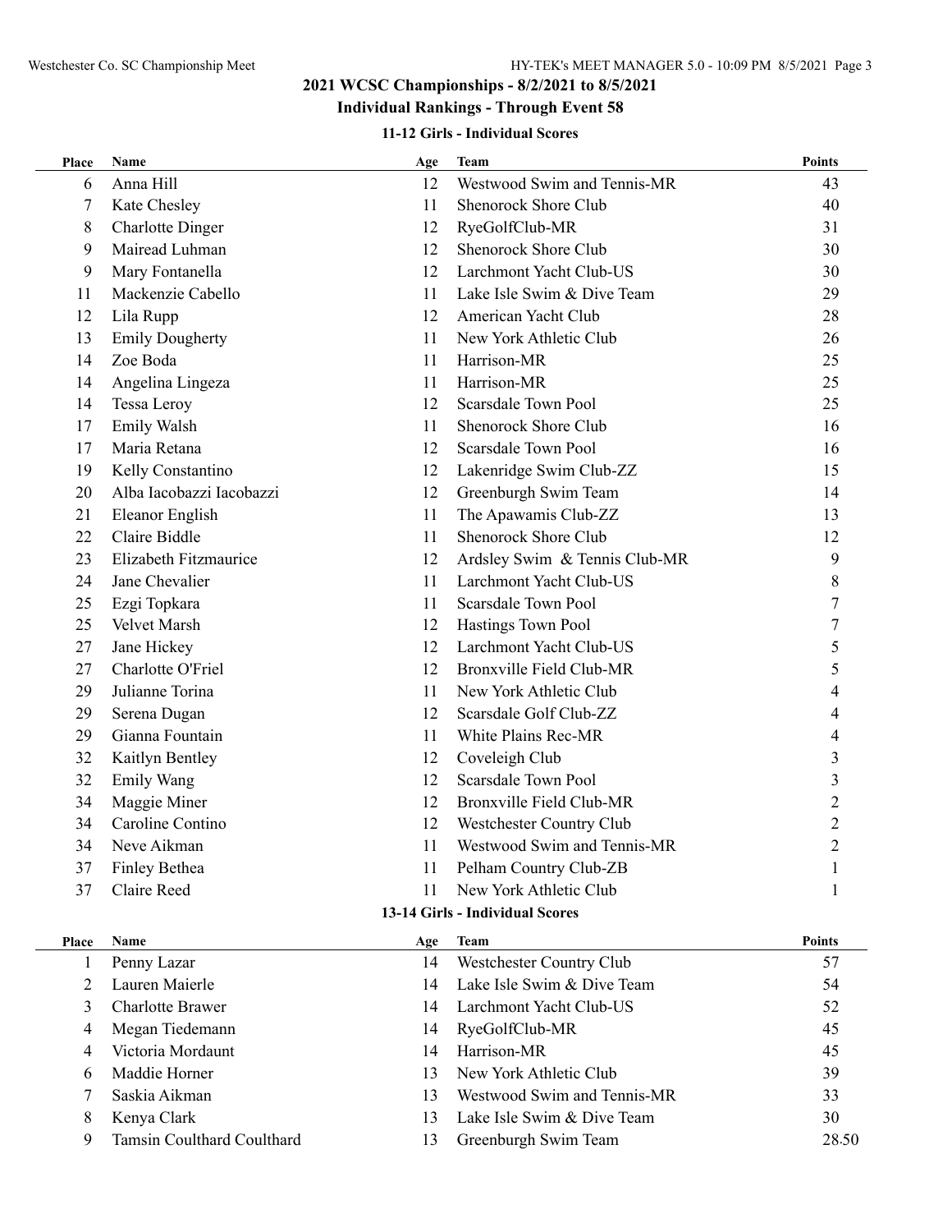## 2021 WCSC Championships - 8/2/2021 to 8/5/2021

### Individual Rankings - Through Event 58

#### 11-12 Girls - Individual Scores

| Place | Name | Age | Team | Points |
|---|---|---|---|---|
| 6 | Anna Hill | 12 | Westwood Swim and Tennis-MR | 43 |
| 7 | Kate Chesley | 11 | Shenorock Shore Club | 40 |
| 8 | Charlotte Dinger | 12 | RyeGolfClub-MR | 31 |
| 9 | Mairead Luhman | 12 | Shenorock Shore Club | 30 |
| 9 | Mary Fontanella | 12 | Larchmont Yacht Club-US | 30 |
| 11 | Mackenzie Cabello | 11 | Lake Isle Swim & Dive Team | 29 |
| 12 | Lila Rupp | 12 | American Yacht Club | 28 |
| 13 | Emily Dougherty | 11 | New York Athletic Club | 26 |
| 14 | Zoe Boda | 11 | Harrison-MR | 25 |
| 14 | Angelina Lingeza | 11 | Harrison-MR | 25 |
| 14 | Tessa Leroy | 12 | Scarsdale Town Pool | 25 |
| 17 | Emily Walsh | 11 | Shenorock Shore Club | 16 |
| 17 | Maria Retana | 12 | Scarsdale Town Pool | 16 |
| 19 | Kelly Constantino | 12 | Lakenridge Swim Club-ZZ | 15 |
| 20 | Alba Iacobazzi Iacobazzi | 12 | Greenburgh Swim Team | 14 |
| 21 | Eleanor English | 11 | The Apawamis Club-ZZ | 13 |
| 22 | Claire Biddle | 11 | Shenorock Shore Club | 12 |
| 23 | Elizabeth Fitzmaurice | 12 | Ardsley Swim & Tennis Club-MR | 9 |
| 24 | Jane Chevalier | 11 | Larchmont Yacht Club-US | 8 |
| 25 | Ezgi Topkara | 11 | Scarsdale Town Pool | 7 |
| 25 | Velvet Marsh | 12 | Hastings Town Pool | 7 |
| 27 | Jane Hickey | 12 | Larchmont Yacht Club-US | 5 |
| 27 | Charlotte O'Friel | 12 | Bronxville Field Club-MR | 5 |
| 29 | Julianne Torina | 11 | New York Athletic Club | 4 |
| 29 | Serena Dugan | 12 | Scarsdale Golf Club-ZZ | 4 |
| 29 | Gianna Fountain | 11 | White Plains Rec-MR | 4 |
| 32 | Kaitlyn Bentley | 12 | Coveleigh Club | 3 |
| 32 | Emily Wang | 12 | Scarsdale Town Pool | 3 |
| 34 | Maggie Miner | 12 | Bronxville Field Club-MR | 2 |
| 34 | Caroline Contino | 12 | Westchester Country Club | 2 |
| 34 | Neve Aikman | 11 | Westwood Swim and Tennis-MR | 2 |
| 37 | Finley Bethea | 11 | Pelham Country Club-ZB | 1 |
| 37 | Claire Reed | 11 | New York Athletic Club | 1 |

#### 13-14 Girls - Individual Scores

| Place | Name | Age | Team | Points |
|---|---|---|---|---|
| 1 | Penny Lazar | 14 | Westchester Country Club | 57 |
| 2 | Lauren Maierle | 14 | Lake Isle Swim & Dive Team | 54 |
| 3 | Charlotte Brawer | 14 | Larchmont Yacht Club-US | 52 |
| 4 | Megan Tiedemann | 14 | RyeGolfClub-MR | 45 |
| 4 | Victoria Mordaunt | 14 | Harrison-MR | 45 |
| 6 | Maddie Horner | 13 | New York Athletic Club | 39 |
| 7 | Saskia Aikman | 13 | Westwood Swim and Tennis-MR | 33 |
| 8 | Kenya Clark | 13 | Lake Isle Swim & Dive Team | 30 |
| 9 | Tamsin Coulthard Coulthard | 13 | Greenburgh Swim Team | 28.50 |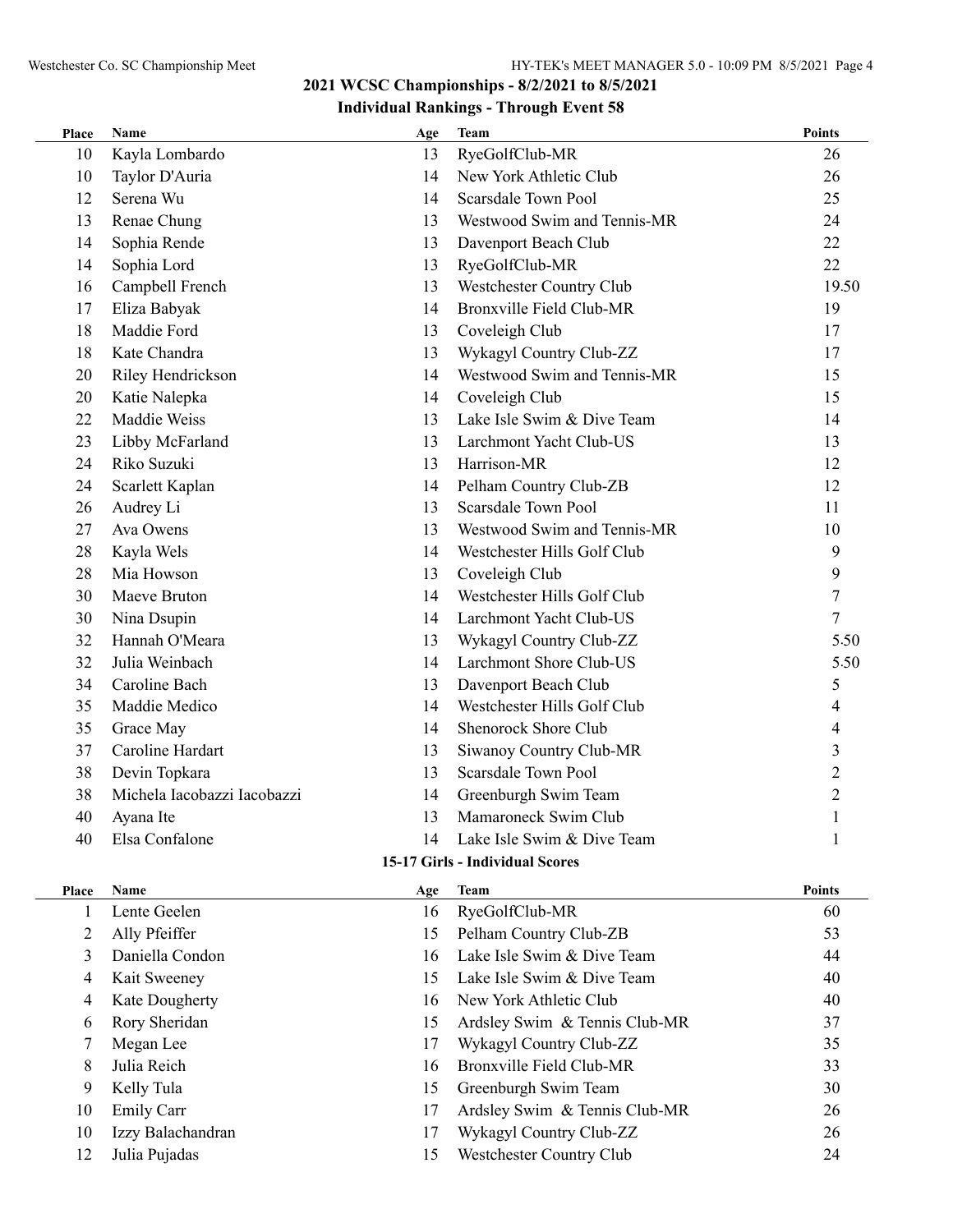## 2021 WCSC Championships - 8/2/2021 to 8/5/2021

### Individual Rankings - Through Event 58

| Place | Name | Age | Team | Points |
|---|---|---|---|---|
| 10 | Kayla Lombardo | 13 | RyeGolfClub-MR | 26 |
| 10 | Taylor D'Auria | 14 | New York Athletic Club | 26 |
| 12 | Serena Wu | 14 | Scarsdale Town Pool | 25 |
| 13 | Renae Chung | 13 | Westwood Swim and Tennis-MR | 24 |
| 14 | Sophia Rende | 13 | Davenport Beach Club | 22 |
| 14 | Sophia Lord | 13 | RyeGolfClub-MR | 22 |
| 16 | Campbell French | 13 | Westchester Country Club | 19.50 |
| 17 | Eliza Babyak | 14 | Bronxville Field Club-MR | 19 |
| 18 | Maddie Ford | 13 | Coveleigh Club | 17 |
| 18 | Kate Chandra | 13 | Wykagyl Country Club-ZZ | 17 |
| 20 | Riley Hendrickson | 14 | Westwood Swim and Tennis-MR | 15 |
| 20 | Katie Nalepka | 14 | Coveleigh Club | 15 |
| 22 | Maddie Weiss | 13 | Lake Isle Swim & Dive Team | 14 |
| 23 | Libby McFarland | 13 | Larchmont Yacht Club-US | 13 |
| 24 | Riko Suzuki | 13 | Harrison-MR | 12 |
| 24 | Scarlett Kaplan | 14 | Pelham Country Club-ZB | 12 |
| 26 | Audrey Li | 13 | Scarsdale Town Pool | 11 |
| 27 | Ava Owens | 13 | Westwood Swim and Tennis-MR | 10 |
| 28 | Kayla Wels | 14 | Westchester Hills Golf Club | 9 |
| 28 | Mia Howson | 13 | Coveleigh Club | 9 |
| 30 | Maeve Bruton | 14 | Westchester Hills Golf Club | 7 |
| 30 | Nina Dsupin | 14 | Larchmont Yacht Club-US | 7 |
| 32 | Hannah O'Meara | 13 | Wykagyl Country Club-ZZ | 5.50 |
| 32 | Julia Weinbach | 14 | Larchmont Shore Club-US | 5.50 |
| 34 | Caroline Bach | 13 | Davenport Beach Club | 5 |
| 35 | Maddie Medico | 14 | Westchester Hills Golf Club | 4 |
| 35 | Grace May | 14 | Shenorock Shore Club | 4 |
| 37 | Caroline Hardart | 13 | Siwanoy Country Club-MR | 3 |
| 38 | Devin Topkara | 13 | Scarsdale Town Pool | 2 |
| 38 | Michela Iacobazzi Iacobazzi | 14 | Greenburgh Swim Team | 2 |
| 40 | Ayana Ite | 13 | Mamaroneck Swim Club | 1 |
| 40 | Elsa Confalone | 14 | Lake Isle Swim & Dive Team | 1 |

### 15-17 Girls - Individual Scores

| Place | Name | Age | Team | Points |
|---|---|---|---|---|
| 1 | Lente Geelen | 16 | RyeGolfClub-MR | 60 |
| 2 | Ally Pfeiffer | 15 | Pelham Country Club-ZB | 53 |
| 3 | Daniella Condon | 16 | Lake Isle Swim & Dive Team | 44 |
| 4 | Kait Sweeney | 15 | Lake Isle Swim & Dive Team | 40 |
| 4 | Kate Dougherty | 16 | New York Athletic Club | 40 |
| 6 | Rory Sheridan | 15 | Ardsley Swim & Tennis Club-MR | 37 |
| 7 | Megan Lee | 17 | Wykagyl Country Club-ZZ | 35 |
| 8 | Julia Reich | 16 | Bronxville Field Club-MR | 33 |
| 9 | Kelly Tula | 15 | Greenburgh Swim Team | 30 |
| 10 | Emily Carr | 17 | Ardsley Swim & Tennis Club-MR | 26 |
| 10 | Izzy Balachandran | 17 | Wykagyl Country Club-ZZ | 26 |
| 12 | Julia Pujadas | 15 | Westchester Country Club | 24 |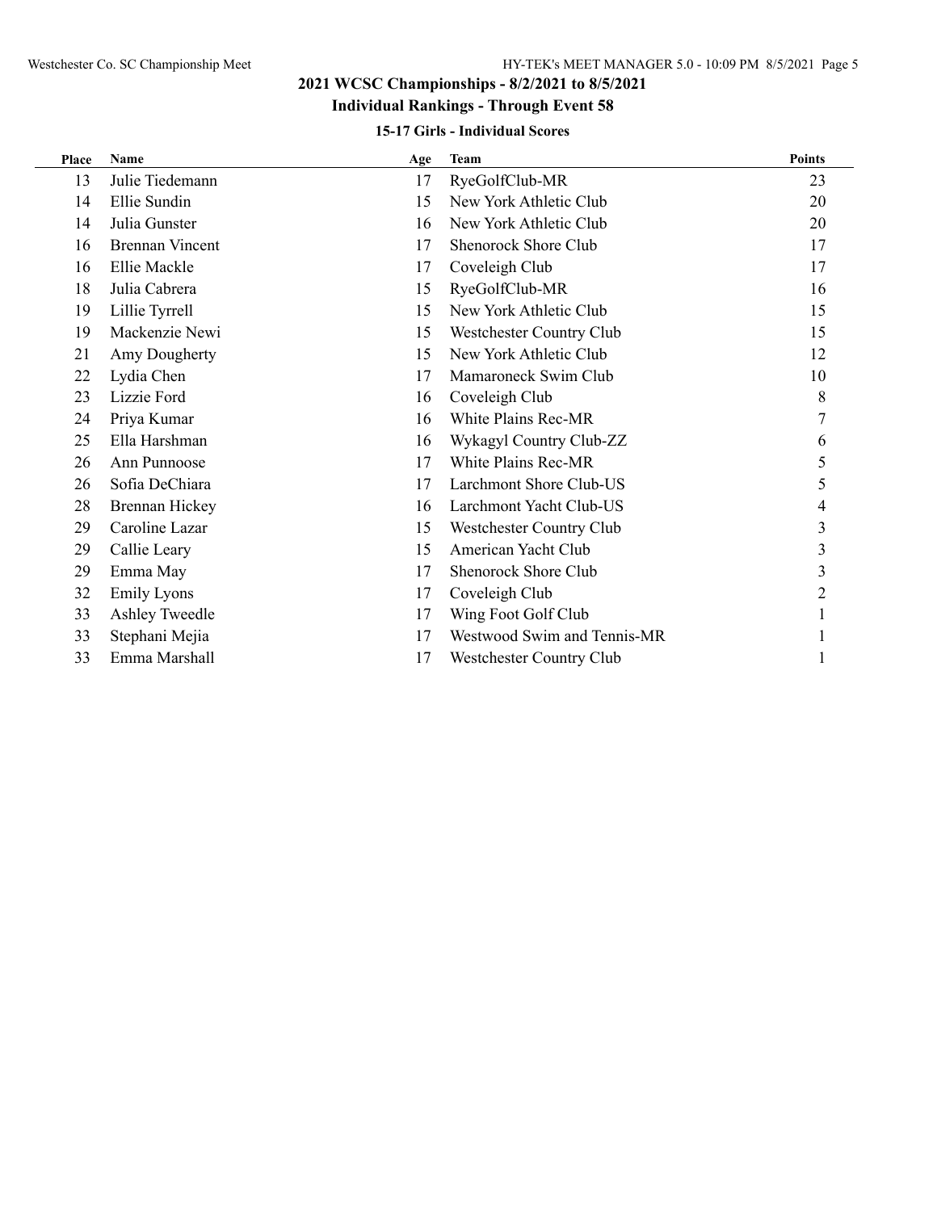## 2021 WCSC Championships - 8/2/2021 to 8/5/2021

### Individual Rankings - Through Event 58

#### 15-17 Girls - Individual Scores

| Place | Name | Age | Team | Points |
|---|---|---|---|---|
| 13 | Julie Tiedemann | 17 | RyeGolfClub-MR | 23 |
| 14 | Ellie Sundin | 15 | New York Athletic Club | 20 |
| 14 | Julia Gunster | 16 | New York Athletic Club | 20 |
| 16 | Brennan Vincent | 17 | Shenorock Shore Club | 17 |
| 16 | Ellie Mackle | 17 | Coveleigh Club | 17 |
| 18 | Julia Cabrera | 15 | RyeGolfClub-MR | 16 |
| 19 | Lillie Tyrrell | 15 | New York Athletic Club | 15 |
| 19 | Mackenzie Newi | 15 | Westchester Country Club | 15 |
| 21 | Amy Dougherty | 15 | New York Athletic Club | 12 |
| 22 | Lydia Chen | 17 | Mamaroneck Swim Club | 10 |
| 23 | Lizzie Ford | 16 | Coveleigh Club | 8 |
| 24 | Priya Kumar | 16 | White Plains Rec-MR | 7 |
| 25 | Ella Harshman | 16 | Wykagyl Country Club-ZZ | 6 |
| 26 | Ann Punnoose | 17 | White Plains Rec-MR | 5 |
| 26 | Sofia DeChiara | 17 | Larchmont Shore Club-US | 5 |
| 28 | Brennan Hickey | 16 | Larchmont Yacht Club-US | 4 |
| 29 | Caroline Lazar | 15 | Westchester Country Club | 3 |
| 29 | Callie Leary | 15 | American Yacht Club | 3 |
| 29 | Emma May | 17 | Shenorock Shore Club | 3 |
| 32 | Emily Lyons | 17 | Coveleigh Club | 2 |
| 33 | Ashley Tweedle | 17 | Wing Foot Golf Club | 1 |
| 33 | Stephani Mejia | 17 | Westwood Swim and Tennis-MR | 1 |
| 33 | Emma Marshall | 17 | Westchester Country Club | 1 |